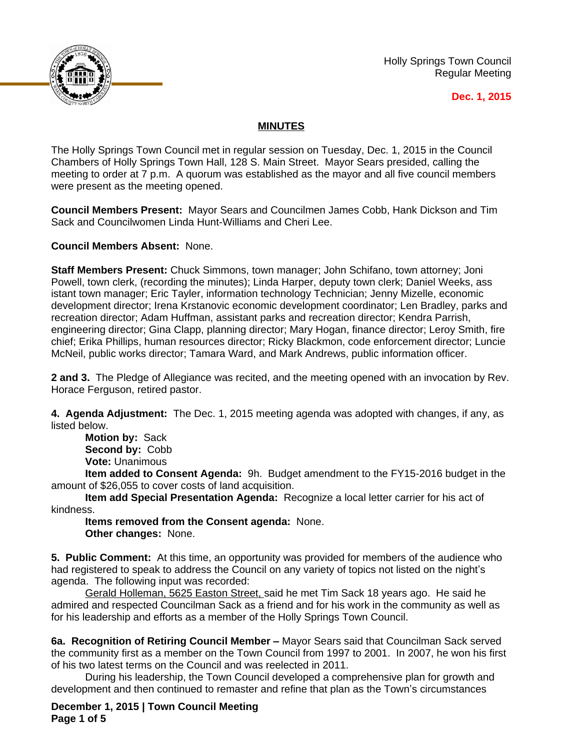Holly Springs Town Council
Regular Meeting

**Dec. 1, 2015**

## MINUTES

The Holly Springs Town Council met in regular session on Tuesday, Dec. 1, 2015 in the Council Chambers of Holly Springs Town Hall, 128 S. Main Street. Mayor Sears presided, calling the meeting to order at 7 p.m. A quorum was established as the mayor and all five council members were present as the meeting opened.

**Council Members Present:** Mayor Sears and Councilmen James Cobb, Hank Dickson and Tim Sack and Councilwomen Linda Hunt-Williams and Cheri Lee.

**Council Members Absent:** None.

**Staff Members Present:** Chuck Simmons, town manager; John Schifano, town attorney; Joni Powell, town clerk, (recording the minutes); Linda Harper, deputy town clerk; Daniel Weeks, ass istant town manager; Eric Tayler, information technology Technician; Jenny Mizelle, economic development director; Irena Krstanovic economic development coordinator; Len Bradley, parks and recreation director; Adam Huffman, assistant parks and recreation director; Kendra Parrish, engineering director; Gina Clapp, planning director; Mary Hogan, finance director; Leroy Smith, fire chief; Erika Phillips, human resources director; Ricky Blackmon, code enforcement director; Luncie McNeil, public works director; Tamara Ward, and Mark Andrews, public information officer.

**2 and 3.** The Pledge of Allegiance was recited, and the meeting opened with an invocation by Rev. Horace Ferguson, retired pastor.

**4. Agenda Adjustment:** The Dec. 1, 2015 meeting agenda was adopted with changes, if any, as listed below.

**Motion by:** Sack
**Second by:** Cobb
**Vote:** Unanimous
**Item added to Consent Agenda:** 9h. Budget amendment to the FY15-2016 budget in the amount of $26,055 to cover costs of land acquisition.
**Item add Special Presentation Agenda:** Recognize a local letter carrier for his act of kindness.
**Items removed from the Consent agenda:** None.
**Other changes:** None.

**5. Public Comment:** At this time, an opportunity was provided for members of the audience who had registered to speak to address the Council on any variety of topics not listed on the night's agenda. The following input was recorded:

Gerald Holleman, 5625 Easton Street, said he met Tim Sack 18 years ago. He said he admired and respected Councilman Sack as a friend and for his work in the community as well as for his leadership and efforts as a member of the Holly Springs Town Council.

**6a. Recognition of Retiring Council Member –** Mayor Sears said that Councilman Sack served the community first as a member on the Town Council from 1997 to 2001. In 2007, he won his first of his two latest terms on the Council and was reelected in 2011.

During his leadership, the Town Council developed a comprehensive plan for growth and development and then continued to remaster and refine that plan as the Town's circumstances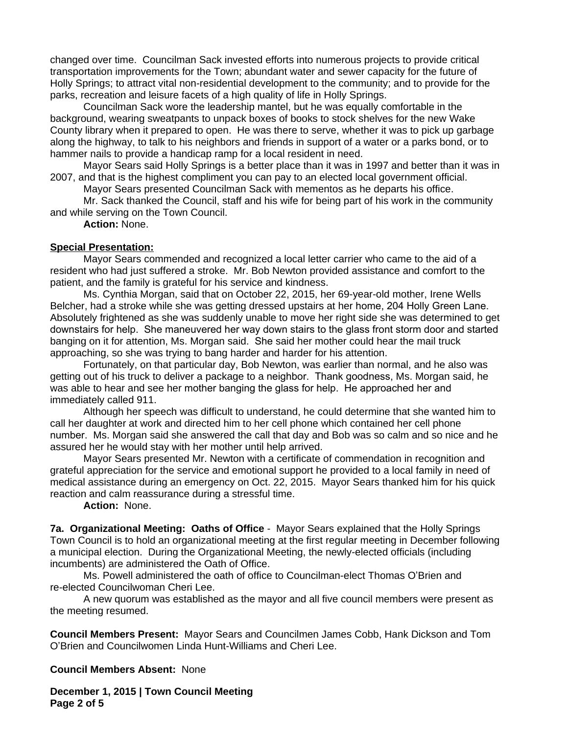changed over time. Councilman Sack invested efforts into numerous projects to provide critical transportation improvements for the Town; abundant water and sewer capacity for the future of Holly Springs; to attract vital non-residential development to the community; and to provide for the parks, recreation and leisure facets of a high quality of life in Holly Springs.

Councilman Sack wore the leadership mantel, but he was equally comfortable in the background, wearing sweatpants to unpack boxes of books to stock shelves for the new Wake County library when it prepared to open. He was there to serve, whether it was to pick up garbage along the highway, to talk to his neighbors and friends in support of a water or a parks bond, or to hammer nails to provide a handicap ramp for a local resident in need.

Mayor Sears said Holly Springs is a better place than it was in 1997 and better than it was in 2007, and that is the highest compliment you can pay to an elected local government official.

Mayor Sears presented Councilman Sack with mementos as he departs his office.

Mr. Sack thanked the Council, staff and his wife for being part of his work in the community and while serving on the Town Council.

**Action:** None.

**Special Presentation:**

Mayor Sears commended and recognized a local letter carrier who came to the aid of a resident who had just suffered a stroke. Mr. Bob Newton provided assistance and comfort to the patient, and the family is grateful for his service and kindness.

Ms. Cynthia Morgan, said that on October 22, 2015, her 69-year-old mother, Irene Wells Belcher, had a stroke while she was getting dressed upstairs at her home, 204 Holly Green Lane. Absolutely frightened as she was suddenly unable to move her right side she was determined to get downstairs for help. She maneuvered her way down stairs to the glass front storm door and started banging on it for attention, Ms. Morgan said. She said her mother could hear the mail truck approaching, so she was trying to bang harder and harder for his attention.

Fortunately, on that particular day, Bob Newton, was earlier than normal, and he also was getting out of his truck to deliver a package to a neighbor. Thank goodness, Ms. Morgan said, he was able to hear and see her mother banging the glass for help. He approached her and immediately called 911.

Although her speech was difficult to understand, he could determine that she wanted him to call her daughter at work and directed him to her cell phone which contained her cell phone number. Ms. Morgan said she answered the call that day and Bob was so calm and so nice and he assured her he would stay with her mother until help arrived.

Mayor Sears presented Mr. Newton with a certificate of commendation in recognition and grateful appreciation for the service and emotional support he provided to a local family in need of medical assistance during an emergency on Oct. 22, 2015. Mayor Sears thanked him for his quick reaction and calm reassurance during a stressful time.

**Action:** None.

**7a. Organizational Meeting: Oaths of Office** - Mayor Sears explained that the Holly Springs Town Council is to hold an organizational meeting at the first regular meeting in December following a municipal election. During the Organizational Meeting, the newly-elected officials (including incumbents) are administered the Oath of Office.

Ms. Powell administered the oath of office to Councilman-elect Thomas O'Brien and re-elected Councilwoman Cheri Lee.

A new quorum was established as the mayor and all five council members were present as the meeting resumed.

**Council Members Present:** Mayor Sears and Councilmen James Cobb, Hank Dickson and Tom O'Brien and Councilwomen Linda Hunt-Williams and Cheri Lee.

**Council Members Absent:** None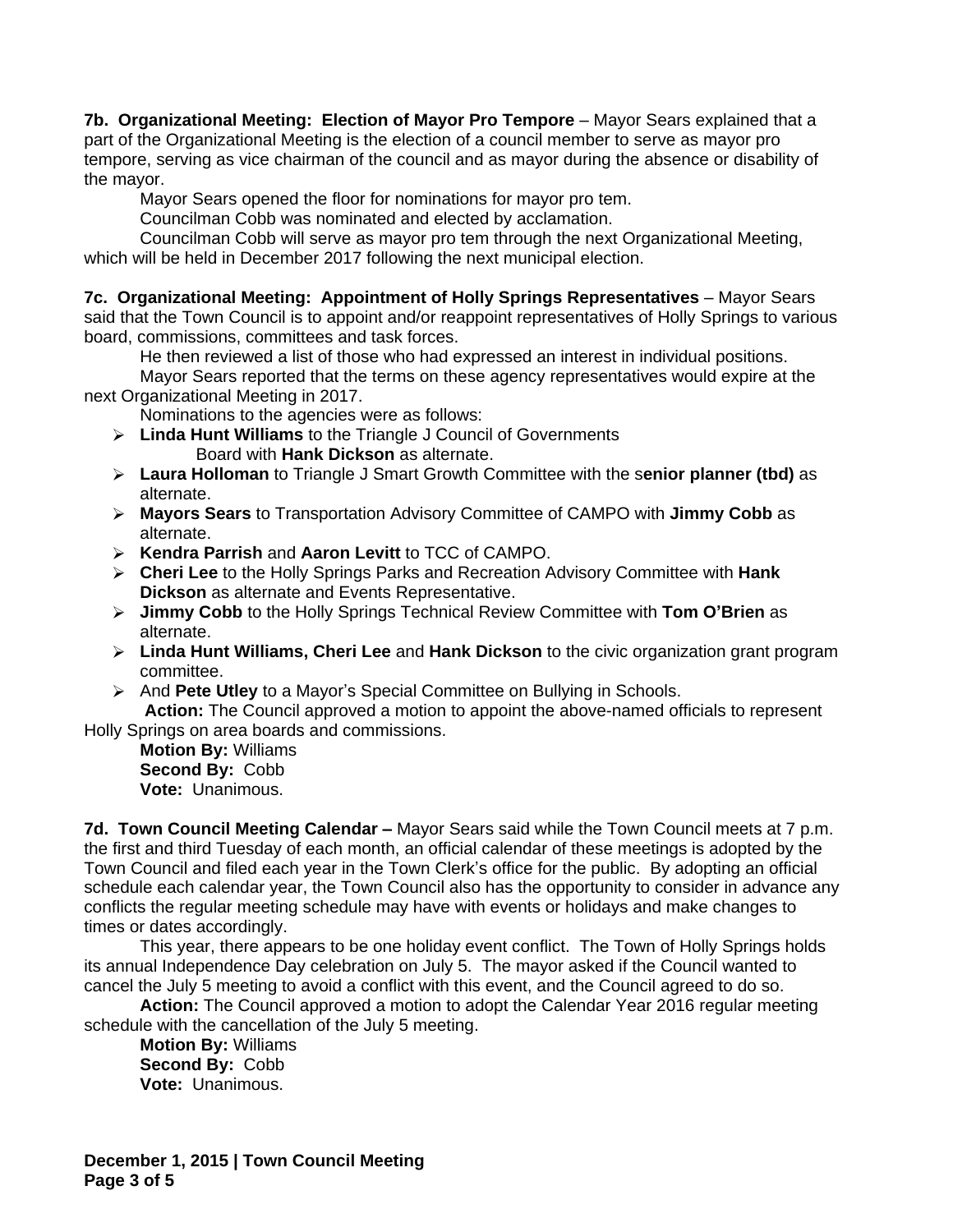**7b. Organizational Meeting: Election of Mayor Pro Tempore** – Mayor Sears explained that a part of the Organizational Meeting is the election of a council member to serve as mayor pro tempore, serving as vice chairman of the council and as mayor during the absence or disability of the mayor.

Mayor Sears opened the floor for nominations for mayor pro tem.

Councilman Cobb was nominated and elected by acclamation.

Councilman Cobb will serve as mayor pro tem through the next Organizational Meeting, which will be held in December 2017 following the next municipal election.

**7c. Organizational Meeting: Appointment of Holly Springs Representatives** – Mayor Sears said that the Town Council is to appoint and/or reappoint representatives of Holly Springs to various board, commissions, committees and task forces.

He then reviewed a list of those who had expressed an interest in individual positions.

Mayor Sears reported that the terms on these agency representatives would expire at the next Organizational Meeting in 2017.

Nominations to the agencies were as follows:

- **Linda Hunt Williams** to the Triangle J Council of Governments Board with **Hank Dickson** as alternate.
- **Laura Holloman** to Triangle J Smart Growth Committee with the s**enior planner (tbd)** as alternate.
- **Mayors Sears** to Transportation Advisory Committee of CAMPO with **Jimmy Cobb** as alternate.
- **Kendra Parrish** and **Aaron Levitt** to TCC of CAMPO.
- **Cheri Lee** to the Holly Springs Parks and Recreation Advisory Committee with **Hank Dickson** as alternate and Events Representative.
- **Jimmy Cobb** to the Holly Springs Technical Review Committee with **Tom O'Brien** as alternate.
- **Linda Hunt Williams, Cheri Lee** and **Hank Dickson** to the civic organization grant program committee.
- And **Pete Utley** to a Mayor's Special Committee on Bullying in Schools.

**Action:** The Council approved a motion to appoint the above-named officials to represent Holly Springs on area boards and commissions.

**Motion By:** Williams
**Second By:** Cobb
**Vote:** Unanimous.

**7d. Town Council Meeting Calendar –** Mayor Sears said while the Town Council meets at 7 p.m. the first and third Tuesday of each month, an official calendar of these meetings is adopted by the Town Council and filed each year in the Town Clerk's office for the public. By adopting an official schedule each calendar year, the Town Council also has the opportunity to consider in advance any conflicts the regular meeting schedule may have with events or holidays and make changes to times or dates accordingly.

This year, there appears to be one holiday event conflict. The Town of Holly Springs holds its annual Independence Day celebration on July 5. The mayor asked if the Council wanted to cancel the July 5 meeting to avoid a conflict with this event, and the Council agreed to do so.

**Action:** The Council approved a motion to adopt the Calendar Year 2016 regular meeting schedule with the cancellation of the July 5 meeting.

**Motion By:** Williams
**Second By:** Cobb
**Vote:** Unanimous.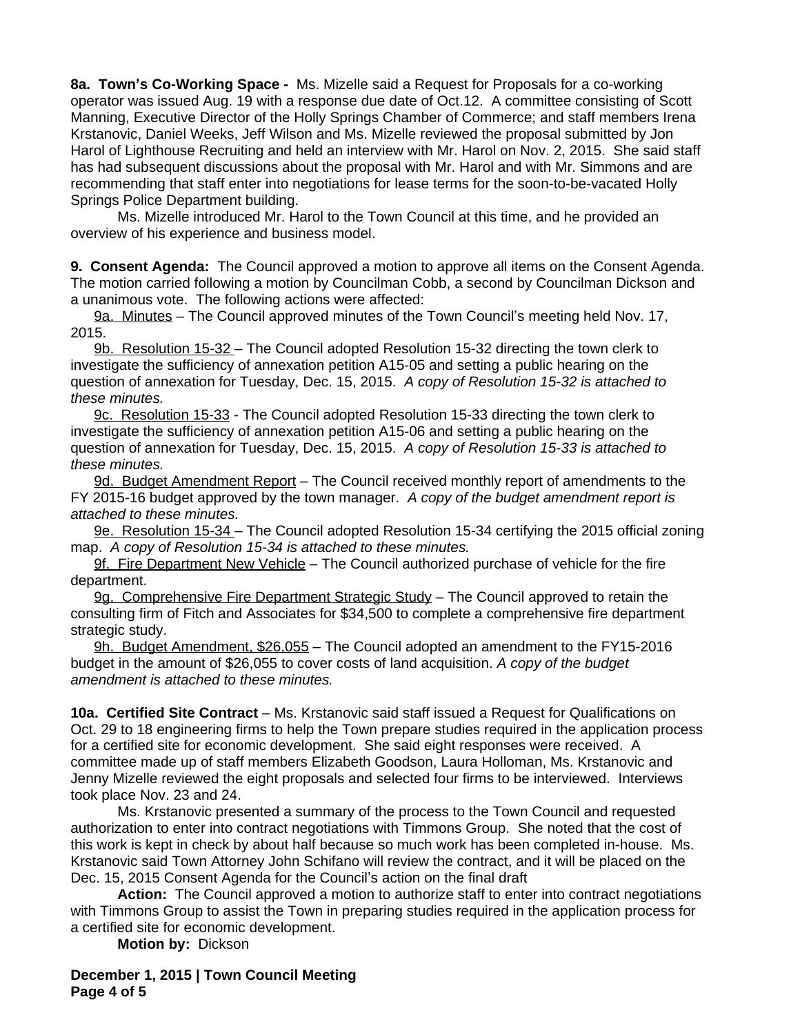**8a. Town's Co-Working Space -** Ms. Mizelle said a Request for Proposals for a co-working operator was issued Aug. 19 with a response due date of Oct.12. A committee consisting of Scott Manning, Executive Director of the Holly Springs Chamber of Commerce; and staff members Irena Krstanovic, Daniel Weeks, Jeff Wilson and Ms. Mizelle reviewed the proposal submitted by Jon Harol of Lighthouse Recruiting and held an interview with Mr. Harol on Nov. 2, 2015. She said staff has had subsequent discussions about the proposal with Mr. Harol and with Mr. Simmons and are recommending that staff enter into negotiations for lease terms for the soon-to-be-vacated Holly Springs Police Department building.

Ms. Mizelle introduced Mr. Harol to the Town Council at this time, and he provided an overview of his experience and business model.

**9. Consent Agenda:** The Council approved a motion to approve all items on the Consent Agenda. The motion carried following a motion by Councilman Cobb, a second by Councilman Dickson and a unanimous vote. The following actions were affected:

9a. Minutes – The Council approved minutes of the Town Council's meeting held Nov. 17, 2015.

9b. Resolution 15-32 – The Council adopted Resolution 15-32 directing the town clerk to investigate the sufficiency of annexation petition A15-05 and setting a public hearing on the question of annexation for Tuesday, Dec. 15, 2015. *A copy of Resolution 15-32 is attached to these minutes.*

9c. Resolution 15-33 - The Council adopted Resolution 15-33 directing the town clerk to investigate the sufficiency of annexation petition A15-06 and setting a public hearing on the question of annexation for Tuesday, Dec. 15, 2015. *A copy of Resolution 15-33 is attached to these minutes.*

9d. Budget Amendment Report – The Council received monthly report of amendments to the FY 2015-16 budget approved by the town manager. *A copy of the budget amendment report is attached to these minutes.*

9e. Resolution 15-34 – The Council adopted Resolution 15-34 certifying the 2015 official zoning map. *A copy of Resolution 15-34 is attached to these minutes.*

9f. Fire Department New Vehicle – The Council authorized purchase of vehicle for the fire department.

9g. Comprehensive Fire Department Strategic Study – The Council approved to retain the consulting firm of Fitch and Associates for $34,500 to complete a comprehensive fire department strategic study.

9h. Budget Amendment, $26,055 – The Council adopted an amendment to the FY15-2016 budget in the amount of $26,055 to cover costs of land acquisition. *A copy of the budget amendment is attached to these minutes.*

**10a. Certified Site Contract** – Ms. Krstanovic said staff issued a Request for Qualifications on Oct. 29 to 18 engineering firms to help the Town prepare studies required in the application process for a certified site for economic development. She said eight responses were received. A committee made up of staff members Elizabeth Goodson, Laura Holloman, Ms. Krstanovic and Jenny Mizelle reviewed the eight proposals and selected four firms to be interviewed. Interviews took place Nov. 23 and 24.

Ms. Krstanovic presented a summary of the process to the Town Council and requested authorization to enter into contract negotiations with Timmons Group. She noted that the cost of this work is kept in check by about half because so much work has been completed in-house. Ms. Krstanovic said Town Attorney John Schifano will review the contract, and it will be placed on the Dec. 15, 2015 Consent Agenda for the Council's action on the final draft

**Action:** The Council approved a motion to authorize staff to enter into contract negotiations with Timmons Group to assist the Town in preparing studies required in the application process for a certified site for economic development.

**Motion by:** Dickson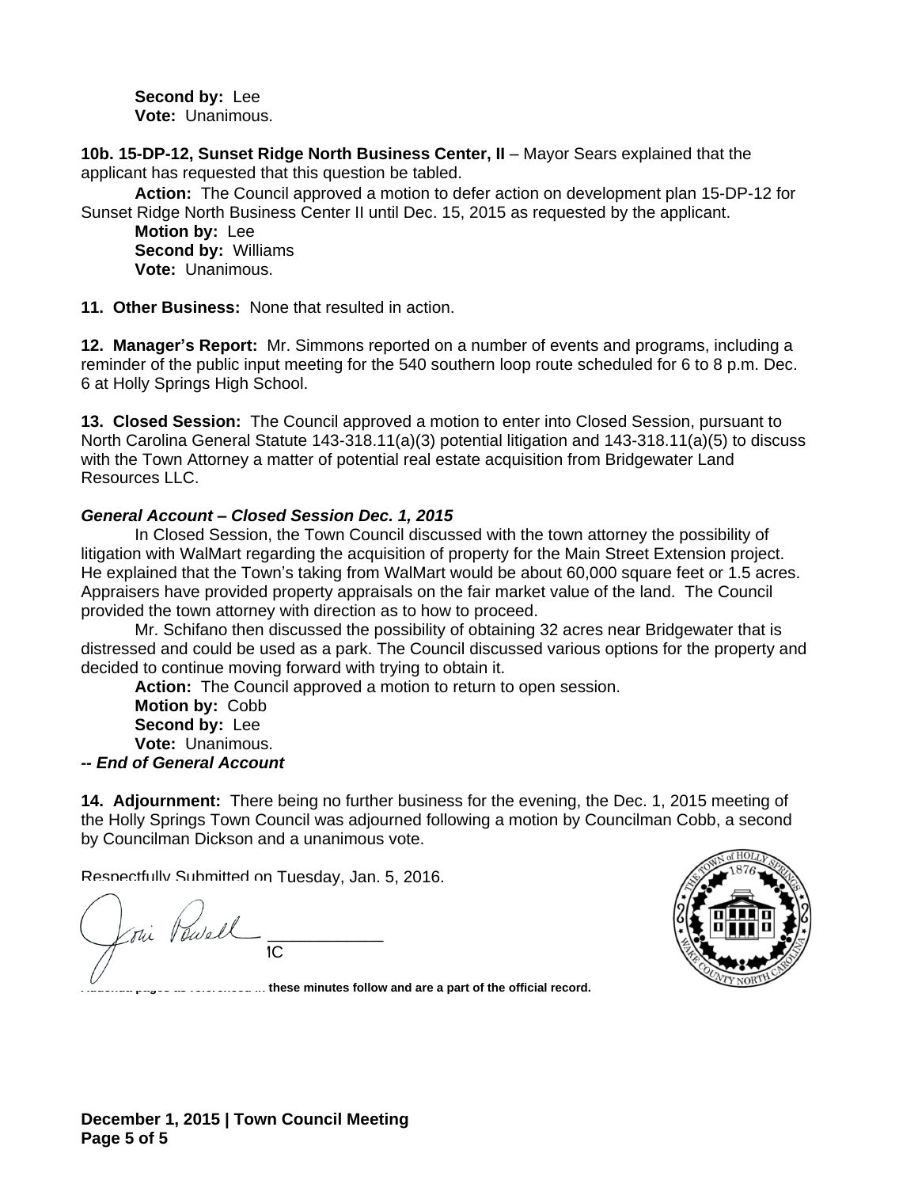**Second by:** Lee
**Vote:** Unanimous.

**10b. 15-DP-12, Sunset Ridge North Business Center, II** – Mayor Sears explained that the applicant has requested that this question be tabled.

**Action:** The Council approved a motion to defer action on development plan 15-DP-12 for Sunset Ridge North Business Center II until Dec. 15, 2015 as requested by the applicant.
**Motion by:** Lee
**Second by:** Williams
**Vote:** Unanimous.

**11. Other Business:** None that resulted in action.

**12. Manager's Report:** Mr. Simmons reported on a number of events and programs, including a reminder of the public input meeting for the 540 southern loop route scheduled for 6 to 8 p.m. Dec. 6 at Holly Springs High School.

**13. Closed Session:** The Council approved a motion to enter into Closed Session, pursuant to North Carolina General Statute 143-318.11(a)(3) potential litigation and 143-318.11(a)(5) to discuss with the Town Attorney a matter of potential real estate acquisition from Bridgewater Land Resources LLC.

***General Account – Closed Session Dec. 1, 2015***

In Closed Session, the Town Council discussed with the town attorney the possibility of litigation with WalMart regarding the acquisition of property for the Main Street Extension project. He explained that the Town's taking from WalMart would be about 60,000 square feet or 1.5 acres. Appraisers have provided property appraisals on the fair market value of the land. The Council provided the town attorney with direction as to how to proceed.

Mr. Schifano then discussed the possibility of obtaining 32 acres near Bridgewater that is distressed and could be used as a park. The Council discussed various options for the property and decided to continue moving forward with trying to obtain it.

**Action:** The Council approved a motion to return to open session.
**Motion by:** Cobb
**Second by:** Lee
**Vote:** Unanimous.

***-- End of General Account***

**14. Adjournment:** There being no further business for the evening, the Dec. 1, 2015 meeting of the Holly Springs Town Council was adjourned following a motion by Councilman Cobb, a second by Councilman Dickson and a unanimous vote.

Respectfully Submitted on Tuesday, Jan. 5, 2016.

___________ IC

**these minutes follow and are a part of the official record.**